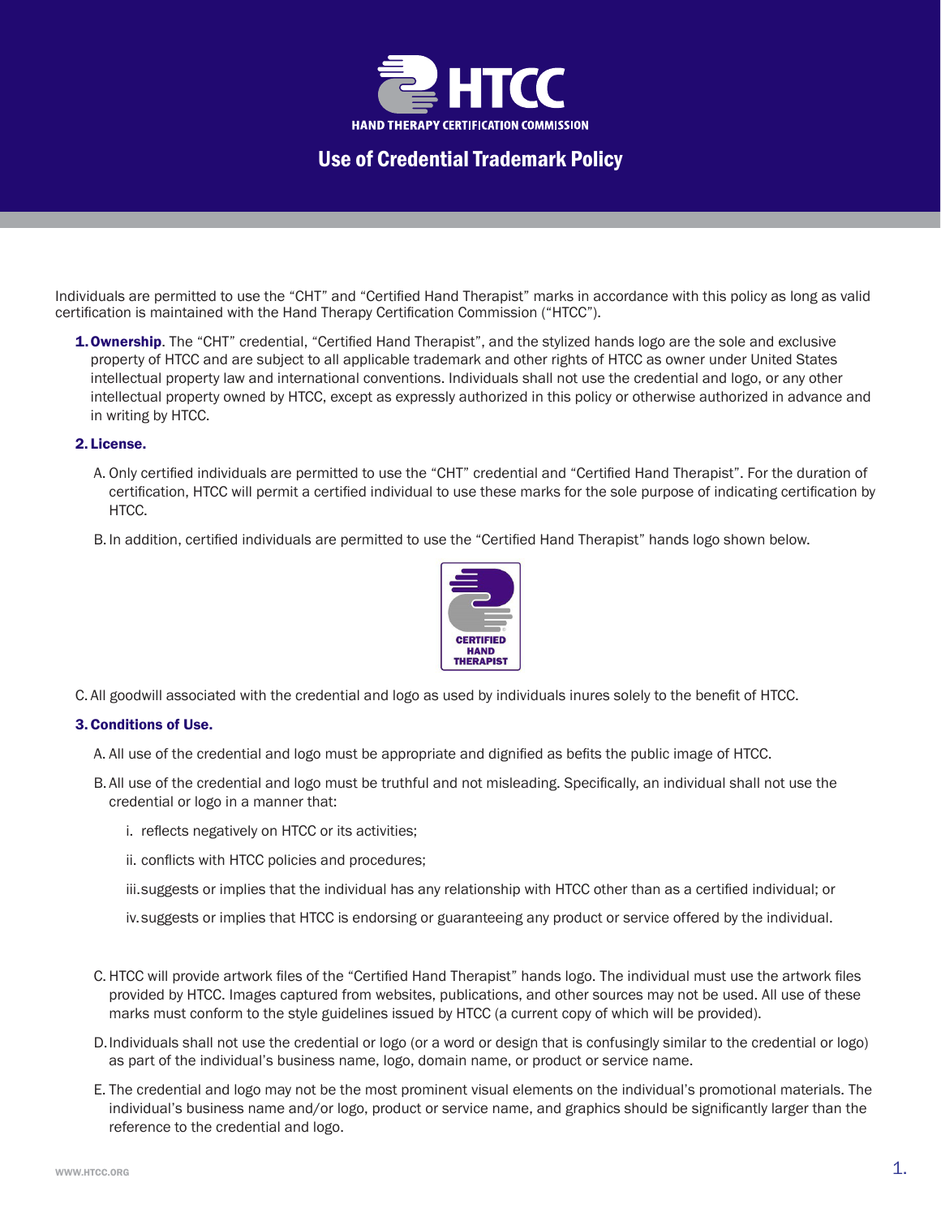# HTCC

HAND THERAPY CERTIFICATION COMMISSION

## Use of Credential Trademark Policy

Individuals are permitted to use the “CHT” and “Certified Hand Therapist” marks in accordance with this policy as long as valid certification is maintained with the Hand Therapy Certification Commission (“HTCC”).

1. **Ownership**. The “CHT” credential, “Certified Hand Therapist”, and the stylized hands logo are the sole and exclusive property of HTCC and are subject to all applicable trademark and other rights of HTCC as owner under United States intellectual property law and international conventions. Individuals shall not use the credential and logo, or any other intellectual property owned by HTCC, except as expressly authorized in this policy or otherwise authorized in advance and in writing by HTCC.

2. **License.**

   A. Only certified individuals are permitted to use the “CHT” credential and “Certified Hand Therapist”. For the duration of certification, HTCC will permit a certified individual to use these marks for the sole purpose of indicating certification by HTCC.

   B. In addition, certified individuals are permitted to use the “Certified Hand Therapist” hands logo shown below.

   CERTIFIED HAND THERAPIST

   C. All goodwill associated with the credential and logo as used by individuals inures solely to the benefit of HTCC.

3. **Conditions of Use.**

   A. All use of the credential and logo must be appropriate and dignified as befits the public image of HTCC.

   B. All use of the credential and logo must be truthful and not misleading. Specifically, an individual shall not use the credential or logo in a manner that:

      i. reflects negatively on HTCC or its activities;

      ii. conflicts with HTCC policies and procedures;

      iii. suggests or implies that the individual has any relationship with HTCC other than as a certified individual; or

      iv. suggests or implies that HTCC is endorsing or guaranteeing any product or service offered by the individual.

   C. HTCC will provide artwork files of the “Certified Hand Therapist” hands logo. The individual must use the artwork files provided by HTCC. Images captured from websites, publications, and other sources may not be used. All use of these marks must conform to the style guidelines issued by HTCC (a current copy of which will be provided).

   D. Individuals shall not use the credential or logo (or a word or design that is confusingly similar to the credential or logo) as part of the individual’s business name, logo, domain name, or product or service name.

   E. The credential and logo may not be the most prominent visual elements on the individual’s promotional materials. The individual’s business name and/or logo, product or service name, and graphics should be significantly larger than the reference to the credential and logo.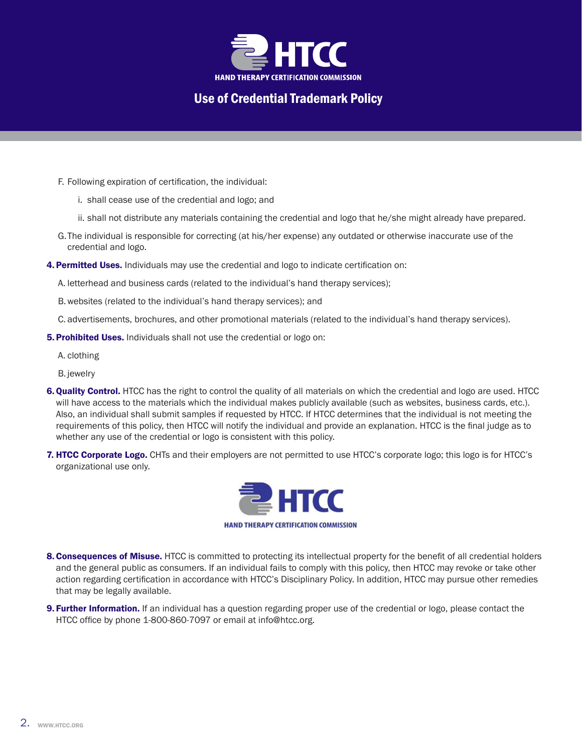HTCC

HAND THERAPY CERTIFICATION COMMISSION

# Use of Credential Trademark Policy

F. Following expiration of certification, the individual:

i. shall cease use of the credential and logo; and

ii. shall not distribute any materials containing the credential and logo that he/she might already have prepared.

G. The individual is responsible for correcting (at his/her expense) any outdated or otherwise inaccurate use of the credential and logo.

**4. Permitted Uses.** Individuals may use the credential and logo to indicate certification on:

A. letterhead and business cards (related to the individual's hand therapy services);

B. websites (related to the individual's hand therapy services); and

C. advertisements, brochures, and other promotional materials (related to the individual's hand therapy services).

**5. Prohibited Uses.** Individuals shall not use the credential or logo on:

A. clothing

B. jewelry

**6. Quality Control.** HTCC has the right to control the quality of all materials on which the credential and logo are used. HTCC will have access to the materials which the individual makes publicly available (such as websites, business cards, etc.). Also, an individual shall submit samples if requested by HTCC. If HTCC determines that the individual is not meeting the requirements of this policy, then HTCC will notify the individual and provide an explanation. HTCC is the final judge as to whether any use of the credential or logo is consistent with this policy.

**7. HTCC Corporate Logo.** CHTs and their employers are not permitted to use HTCC's corporate logo; this logo is for HTCC's organizational use only.

HTCC

HAND THERAPY CERTIFICATION COMMISSION

**8. Consequences of Misuse.** HTCC is committed to protecting its intellectual property for the benefit of all credential holders and the general public as consumers. If an individual fails to comply with this policy, then HTCC may revoke or take other action regarding certification in accordance with HTCC's Disciplinary Policy. In addition, HTCC may pursue other remedies that may be legally available.

**9. Further Information.** If an individual has a question regarding proper use of the credential or logo, please contact the HTCC office by phone 1-800-860-7097 or email at info@htcc.org.